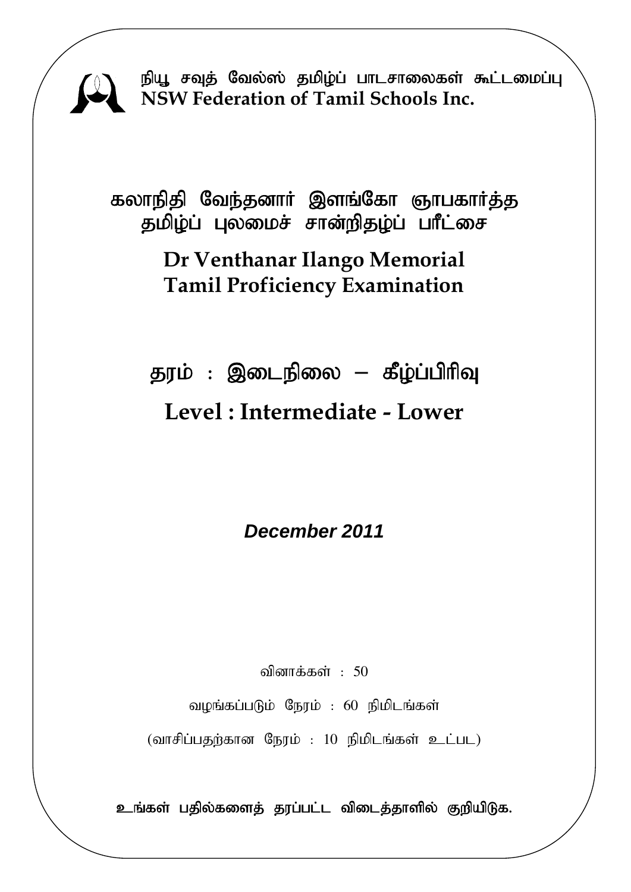நியூ சவுத் வேல்ஸ் தமிழ்ப் பாடசாலைகள் கூட்டமைப்பு
**NSW Federation of Tamil Schools Inc.**

# கலாநிதி வேந்தனார் இளங்கோ ஞாபகார்த்த தமிழ்ப் புலமைச் சான்றிதழ்ப் பரீட்சை

# Dr Venthanar Ilango Memorial Tamil Proficiency Examination

## தரம் : இடைநிலை – கீழ்ப்பிரிவு

## Level : Intermediate - Lower

***December 2011***

வினாக்கள் : 50

வழங்கப்படும் நேரம் : 60 நிமிடங்கள்

(வாசிப்பதற்கான நேரம் : 10 நிமிடங்கள் உட்பட)

**உங்கள் பதில்களைத் தரப்பட்ட விடைத்தாளில் குறியிடுக.**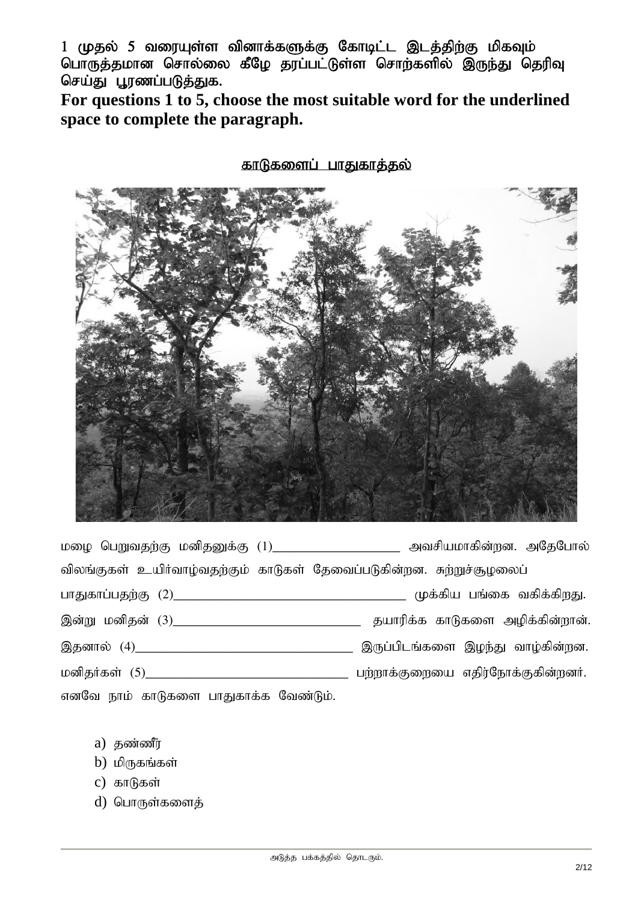1 முதல் 5 வரையுள்ள வினாக்களுக்கு கோடிட்ட இடத்திற்கு மிகவும் பொருத்தமான சொல்லை கீழே தரப்பட்டுள்ள சொற்களில் இருந்து தெரிவு செய்து பூரணப்படுத்துக.

**For questions 1 to 5, choose the most suitable word for the underlined space to complete the paragraph.**

<u>காடுகளைப் பாதுகாத்தல்</u>

மழை பெறுவதற்கு மனிதனுக்கு (1)\_\_\_\_\_\_\_\_\_\_\_\_\_\_\_\_\_\_ அவசியமாகின்றன. அதேபோல் விலங்குகள் உயிர்வாழ்வதற்கும் காடுகள் தேவைப்படுகின்றன. சுற்றுச்சூழலைப் பாதுகாப்பதற்கு (2)\_\_\_\_\_\_\_\_\_\_\_\_\_\_\_\_\_\_\_\_\_\_\_\_\_\_\_\_\_\_\_\_ முக்கிய பங்கை வகிக்கிறது. இன்று மனிதன் (3)\_\_\_\_\_\_\_\_\_\_\_\_\_\_\_\_\_\_\_\_\_\_\_\_\_\_\_ தயாரிக்க காடுகளை அழிக்கின்றான். இதனால் (4)\_\_\_\_\_\_\_\_\_\_\_\_\_\_\_\_\_\_\_\_\_\_\_\_\_\_\_\_\_\_ இருப்பிடங்களை இழந்து வாழ்கின்றன. மனிதர்கள் (5)\_\_\_\_\_\_\_\_\_\_\_\_\_\_\_\_\_\_\_\_\_\_\_\_\_\_\_\_ பற்றாக்குறையை எதிர்நோக்குகின்றனர். எனவே நாம் காடுகளை பாதுகாக்க வேண்டும்.

a) தண்ணீர்
b) மிருகங்கள்
c) காடுகள்
d) பொருள்களைத்

அடுத்த பக்கத்தில் தொடரும்.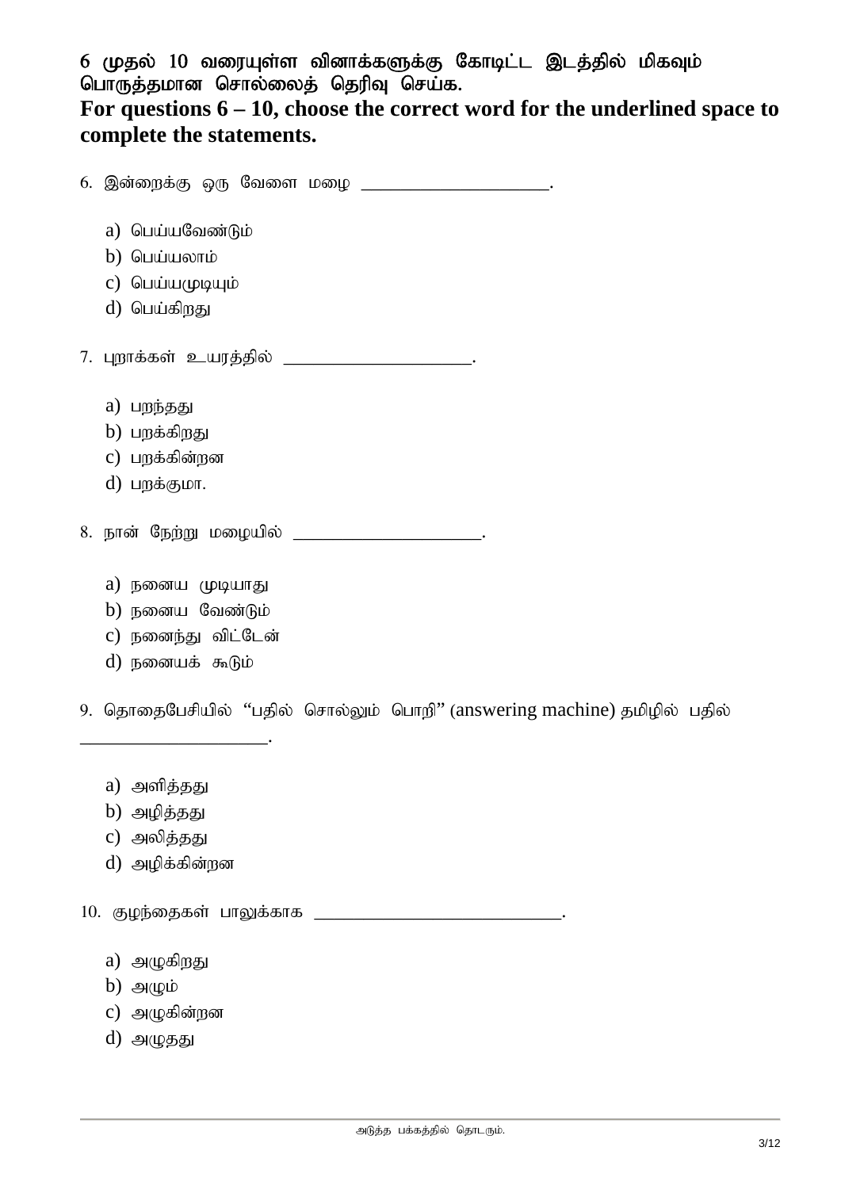**6 முதல் 10 வரையுள்ள வினாக்களுக்கு கோடிட்ட இடத்தில் மிகவும் பொருத்தமான சொல்லைத் தெரிவு செய்க.**

**For questions 6 – 10, choose the correct word for the underlined space to complete the statements.**

6. இன்றைக்கு ஒரு வேளை மழை ____________________.

   a) பெய்யவேண்டும்
   b) பெய்யலாம்
   c) பெய்யமுடியும்
   d) பெய்கிறது

7. புறாக்கள் உயரத்தில் ____________________.

   a) பறந்தது
   b) பறக்கிறது
   c) பறக்கின்றன
   d) பறக்குமா.

8. நான் நேற்று மழையில் ____________________.

   a) நனைய முடியாது
   b) நனைய வேண்டும்
   c) நனைந்து விட்டேன்
   d) நனையக் கூடும்

9. தொதைபேசியில் "பதில் சொல்லும் பொறி" (answering machine) தமிழில் பதில் ____________________.

   a) அளித்தது
   b) அழித்தது
   c) அலித்தது
   d) அழிக்கின்றன

10. குழந்தைகள் பாலுக்காக __________________________.

   a) அழுகிறது
   b) அழும்
   c) அழுகின்றன
   d) அழுதது

அடுத்த பக்கத்தில் தொடரும்.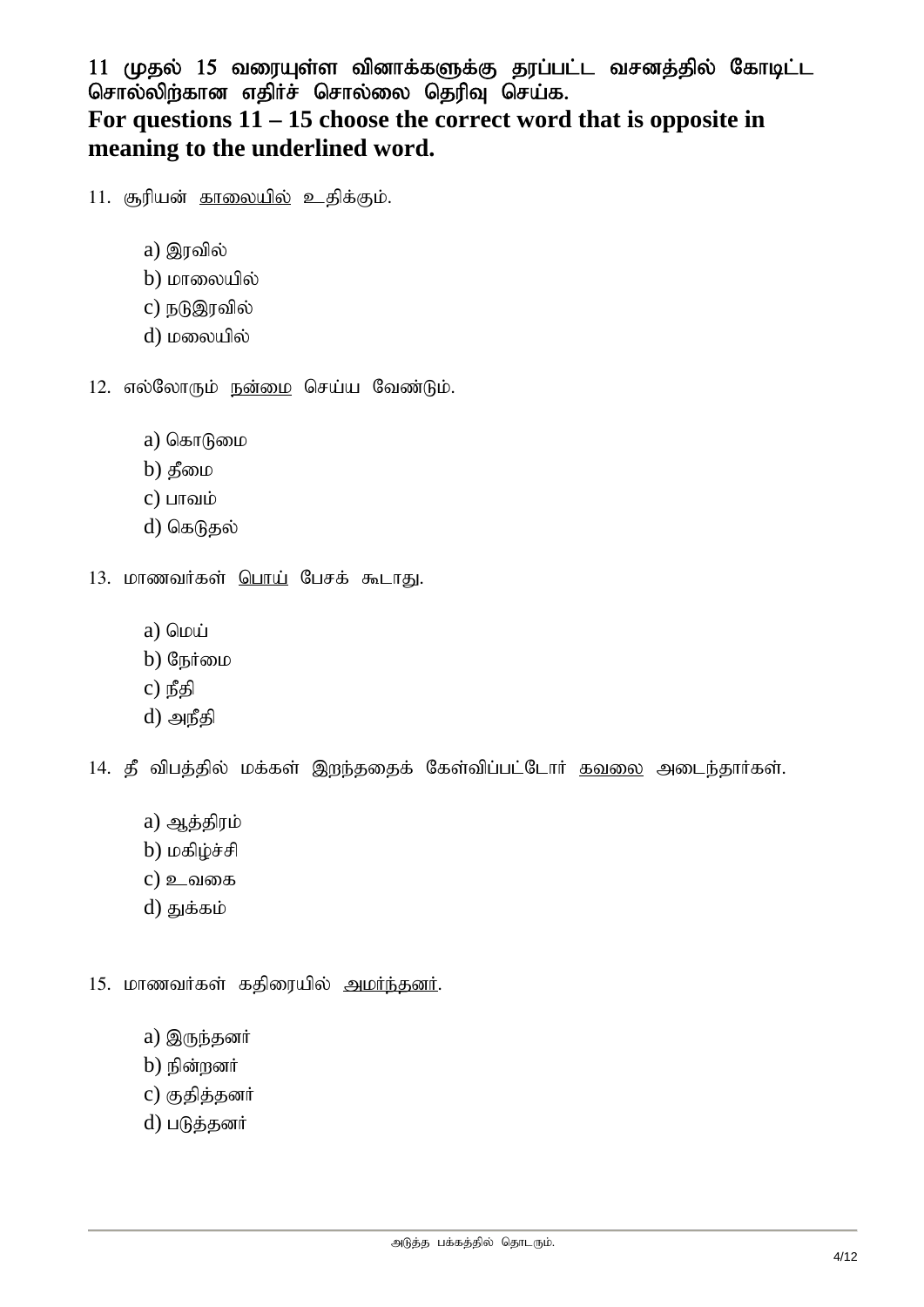**11 முதல் 15 வரையுள்ள வினாக்களுக்கு தரப்பட்ட வசனத்தில் கோடிட்ட சொல்லிற்கான எதிர்ச் சொல்லை தெரிவு செய்க.**

**For questions 11 – 15 choose the correct word that is opposite in meaning to the underlined word.**

11. சூரியன் <u>காலையில்</u> உதிக்கும்.

    a) இரவில்
    b) மாலையில்
    c) நடுஇரவில்
    d) மலையில்

12. எல்லோரும் <u>நன்மை</u> செய்ய வேண்டும்.

    a) கொடுமை
    b) தீமை
    c) பாவம்
    d) கெடுதல்

13. மாணவர்கள் <u>பொய்</u> பேசக் கூடாது.

    a) மெய்
    b) நேர்மை
    c) நீதி
    d) அநீதி

14. தீ விபத்தில் மக்கள் இறந்ததைக் கேள்விப்பட்டோர் <u>கவலை</u> அடைந்தார்கள்.

    a) ஆத்திரம்
    b) மகிழ்ச்சி
    c) உவகை
    d) துக்கம்

15. மாணவர்கள் கதிரையில் <u>அமர்ந்தனர்</u>.

    a) இருந்தனர்
    b) நின்றனர்
    c) குதித்தனர்
    d) படுத்தனர்

அடுத்த பக்கத்தில் தொடரும்.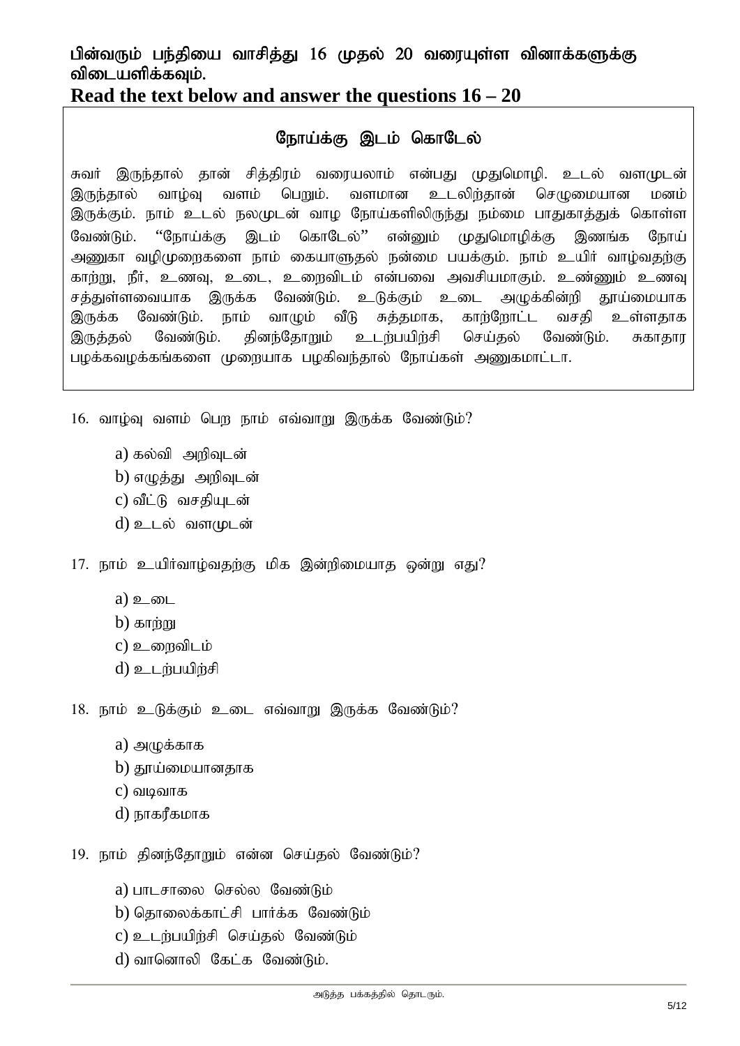**பின்வரும் பந்தியை வாசித்து 16 முதல் 20 வரையுள்ள வினாக்களுக்கு விடையளிக்கவும்.**

**Read the text below and answer the questions 16 – 20**

## நோய்க்கு இடம் கொடேல்

சுவர் இருந்தால் தான் சித்திரம் வரையலாம் என்பது முதுமொழி. உடல் வளமுடன் இருந்தால் வாழ்வு வளம் பெறும். வளமான உடலிற்தான் செழுமையான மனம் இருக்கும். நாம் உடல் நலமுடன் வாழ நோய்களிலிருந்து நம்மை பாதுகாத்துக் கொள்ள வேண்டும். "நோய்க்கு இடம் கொடேல்" என்னும் முதுமொழிக்கு இணங்க நோய் அணுகா வழிமுறைகளை நாம் கையாளுதல் நன்மை பயக்கும். நாம் உயிர் வாழ்வதற்கு காற்று, நீர், உணவு, உடை, உறைவிடம் என்பவை அவசியமாகும். உண்ணும் உணவு சத்துள்ளவையாக இருக்க வேண்டும். உடுக்கும் உடை அழுக்கின்றி தூய்மையாக இருக்க வேண்டும். நாம் வாழும் வீடு சுத்தமாக, காற்றோட்ட வசதி உள்ளதாக இருத்தல் வேண்டும். தினந்தோறும் உடற்பயிற்சி செய்தல் வேண்டும். சுகாதார பழக்கவழக்கங்களை முறையாக பழகிவந்தால் நோய்கள் அணுகமாட்டா.

16. வாழ்வு வளம் பெற நாம் எவ்வாறு இருக்க வேண்டும்?

 a) கல்வி அறிவுடன்
 b) எழுத்து அறிவுடன்
 c) வீட்டு வசதியுடன்
 d) உடல் வளமுடன்

17. நாம் உயிர்வாழ்வதற்கு மிக இன்றிமையாத ஒன்று எது?

 a) உடை
 b) காற்று
 c) உறைவிடம்
 d) உடற்பயிற்சி

18. நாம் உடுக்கும் உடை எவ்வாறு இருக்க வேண்டும்?

 a) அழுக்காக
 b) தூய்மையானதாக
 c) வடிவாக
 d) நாகரீகமாக

19. நாம் தினந்தோறும் என்ன செய்தல் வேண்டும்?

 a) பாடசாலை செல்ல வேண்டும்
 b) தொலைக்காட்சி பார்க்க வேண்டும்
 c) உடற்பயிற்சி செய்தல் வேண்டும்
 d) வானொலி கேட்க வேண்டும்.

அடுத்த பக்கத்தில் தொடரும்.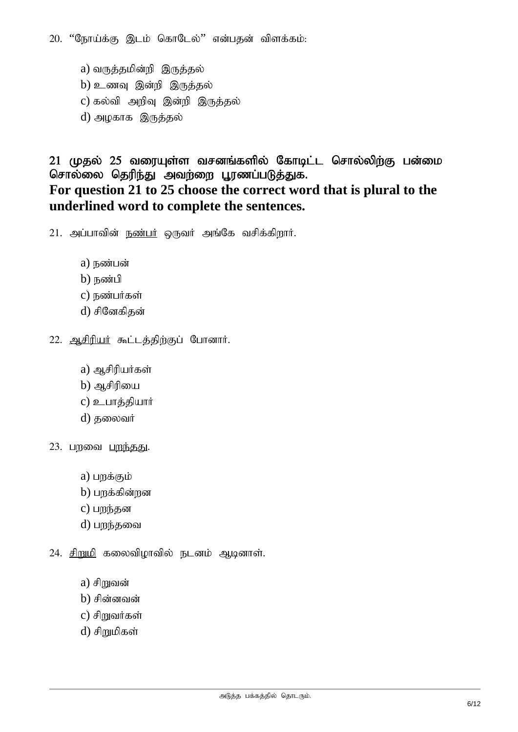20. “நோய்க்கு இடம் கொடேல்” என்பதன் விளக்கம்:

a) வருத்தமின்றி இருத்தல்
b) உணவு இன்றி இருத்தல்
c) கல்வி அறிவு இன்றி இருத்தல்
d) அழகாக இருத்தல்

**21 முதல் 25 வரையுள்ள வசனங்களில் கோடிட்ட சொல்லிற்கு பன்மை சொல்லை தெரிந்து அவற்றை பூரணப்படுத்துக.**
**For question 21 to 25 choose the correct word that is plural to the underlined word to complete the sentences.**

21. அப்பாவின் <u>நண்பர்</u> ஒருவர் அங்கே வசிக்கிறார்.

a) நண்பன்
b) நண்பி
c) நண்பர்கள்
d) சினேகிதன்

22. <u>ஆசிரியர்</u> கூட்டத்திற்குப் போனார்.

a) ஆசிரியர்கள்
b) ஆசிரியை
c) உபாத்தியார்
d) தலைவர்

23. பறவை <u>பறந்தது</u>.

a) பறக்கும்
b) பறக்கின்றன
c) பறந்தன
d) பறந்தவை

24. <u>சிறுமி</u> கலைவிழாவில் நடனம் ஆடினாள்.

a) சிறுவன்
b) சின்னவன்
c) சிறுவர்கள்
d) சிறுமிகள்

அடுத்த பக்கத்தில் தொடரும்.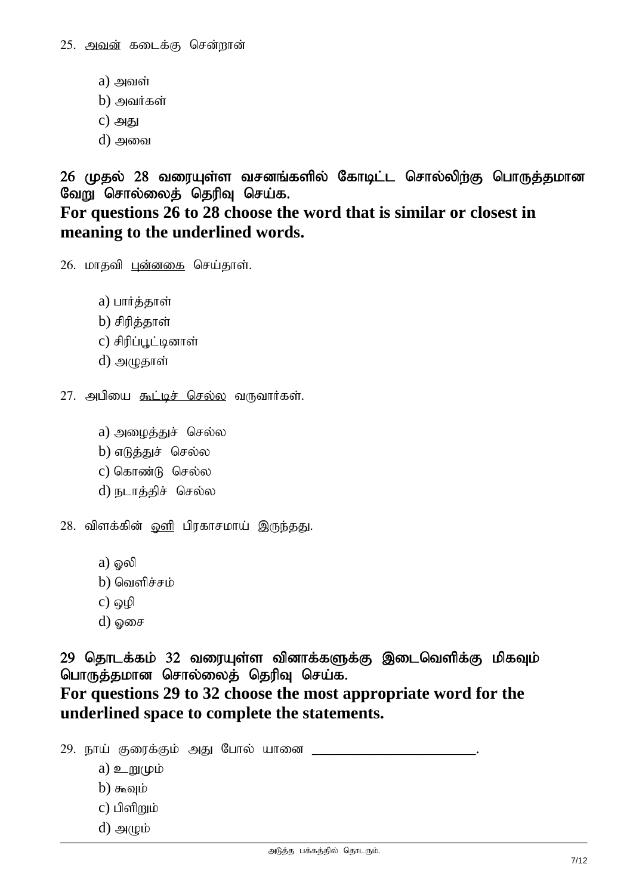25. <u>அவன்</u> கடைக்கு சென்றான்

a) அவள்
b) அவர்கள்
c) அது
d) அவை

**26 முதல் 28 வரையுள்ள வசனங்களில் கோடிட்ட சொல்லிற்கு பொருத்தமான வேறு சொல்லைத் தெரிவு செய்க.**
**For questions 26 to 28 choose the word that is similar or closest in meaning to the underlined words.**

26. மாதவி <u>புன்னகை</u> செய்தாள்.

a) பார்த்தாள்
b) சிரித்தாள்
c) சிரிப்பூட்டினாள்
d) அழுதாள்

27. அபியை <u>கூட்டிச் செல்ல</u> வருவார்கள்.

a) அழைத்துச் செல்ல
b) எடுத்துச் செல்ல
c) கொண்டு செல்ல
d) நடாத்திச் செல்ல

28. விளக்கின் <u>ஔி</u> பிரகாசமாய் இருந்தது.

a) ஓலி
b) வெளிச்சம்
c) ஓழி
d) ஓசை

**29 தொடக்கம் 32 வரையுள்ள வினாக்களுக்கு இடைவெளிக்கு மிகவும் பொருத்தமான சொல்லைத் தெரிவு செய்க.**
**For questions 29 to 32 choose the most appropriate word for the underlined space to complete the statements.**

29. நாய் குரைக்கும் அது போல் யானை _______________________.

a) உறுமும்
b) கூவும்
c) பிளிறும்
d) அழும்

அடுத்த பக்கத்தில் தொடரும்.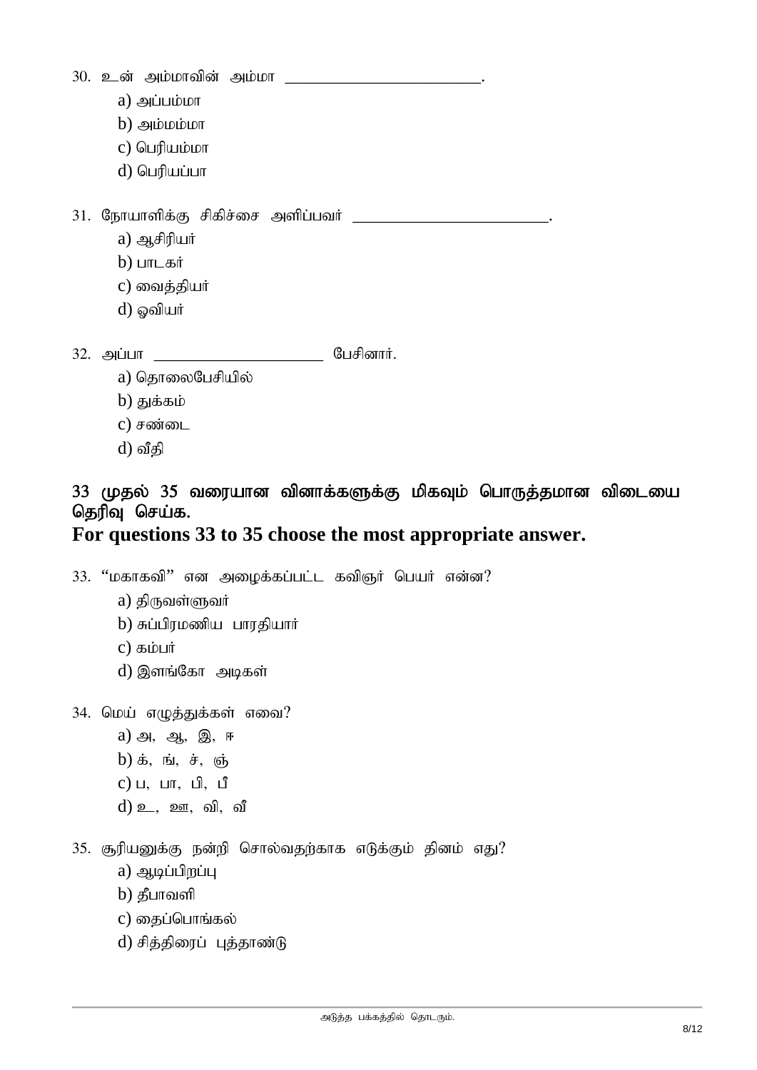30. உன் அம்மாவின் அம்மா ________________________.
   a) அப்பம்மா
   b) அம்மம்மா
   c) பெரியம்மா
   d) பெரியப்பா

31. நோயாளிக்கு சிகிச்சை அளிப்பவர் ________________________.
   a) ஆசிரியர்
   b) பாடகர்
   c) வைத்தியர்
   d) ஓவியர்

32. அப்பா ______________________ பேசினார்.
   a) தொலைபேசியில்
   b) துக்கம்
   c) சண்டை
   d) வீதி

### 33 முதல் 35 வரையான வினாக்களுக்கு மிகவும் பொருத்தமான விடையை தெரிவு செய்க.
### For questions 33 to 35 choose the most appropriate answer.

33. "மகாகவி" என அழைக்கப்பட்ட கவிஞர் பெயர் என்ன?
   a) திருவள்ளுவர்
   b) சுப்பிரமணிய பாரதியார்
   c) கம்பர்
   d) இளங்கோ அடிகள்

34. மெய் எழுத்துக்கள் எவை?
   a) அ, ஆ, இ, ஈ
   b) க், ங், ச், ஞ்
   c) ப, பா, பி, பீ
   d) உ, ஊ, வி, வீ

35. சூரியனுக்கு நன்றி சொல்வதற்காக எடுக்கும் தினம் எது?
   a) ஆடிப்பிறப்பு
   b) தீபாவளி
   c) தைப்பொங்கல்
   d) சித்திரைப் புத்தாண்டு

அடுத்த பக்கத்தில் தொடரும்.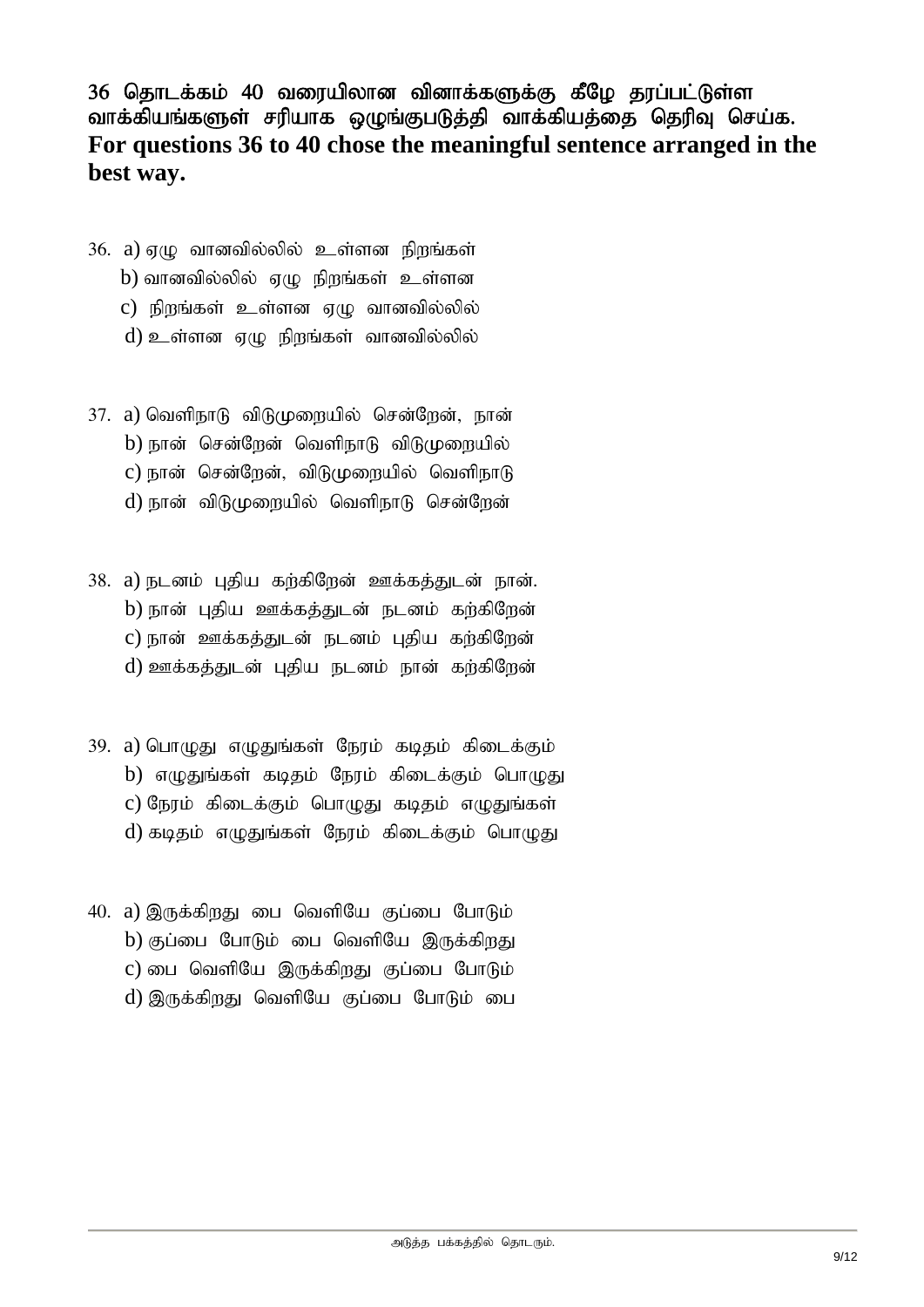**36 தொடக்கம் 40 வரையிலான வினாக்களுக்கு கீழே தரப்பட்டுள்ள வாக்கியங்களுள் சரியாக ஒழுங்குபடுத்தி வாக்கியத்தை தெரிவு செய்க.**
**For questions 36 to 40 chose the meaningful sentence arranged in the best way.**

36. a) ஏழு வானவில்லில் உள்ளன நிறங்கள்
    b) வானவில்லில் ஏழு நிறங்கள் உள்ளன
    c) நிறங்கள் உள்ளன ஏழு வானவில்லில்
    d) உள்ளன ஏழு நிறங்கள் வானவில்லில்

37. a) வெளிநாடு விடுமுறையில் சென்றேன், நான்
    b) நான் சென்றேன் வெளிநாடு விடுமுறையில்
    c) நான் சென்றேன், விடுமுறையில் வெளிநாடு
    d) நான் விடுமுறையில் வெளிநாடு சென்றேன்

38. a) நடனம் புதிய கற்கிறேன் ஊக்கத்துடன் நான்.
    b) நான் புதிய ஊக்கத்துடன் நடனம் கற்கிறேன்
    c) நான் ஊக்கத்துடன் நடனம் புதிய கற்கிறேன்
    d) ஊக்கத்துடன் புதிய நடனம் நான் கற்கிறேன்

39. a) பொழுது எழுதுங்கள் நேரம் கடிதம் கிடைக்கும்
    b) எழுதுங்கள் கடிதம் நேரம் கிடைக்கும் பொழுது
    c) நேரம் கிடைக்கும் பொழுது கடிதம் எழுதுங்கள்
    d) கடிதம் எழுதுங்கள் நேரம் கிடைக்கும் பொழுது

40. a) இருக்கிறது பை வெளியே குப்பை போடும்
    b) குப்பை போடும் பை வெளியே இருக்கிறது
    c) பை வெளியே இருக்கிறது குப்பை போடும்
    d) இருக்கிறது வெளியே குப்பை போடும் பை

அடுத்த பக்கத்தில் தொடரும்.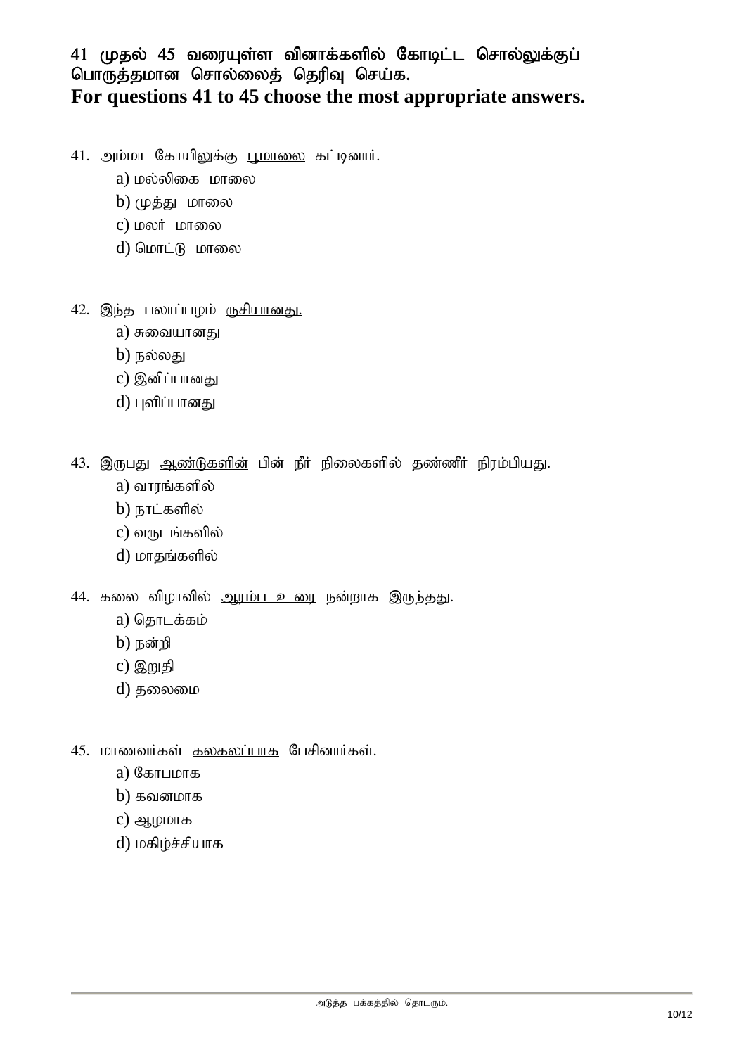**41 முதல் 45 வரையுள்ள வினாக்களில் கோடிட்ட சொல்லுக்குப் பொருத்தமான சொல்லைத் தெரிவு செய்க.**
**For questions 41 to 45 choose the most appropriate answers.**

41. அம்மா கோயிலுக்கு <u>பூமாலை</u> கட்டினார்.
    - a) மல்லிகை மாலை
    - b) முத்து மாலை
    - c) மலர் மாலை
    - d) மொட்டு மாலை

42. இந்த பலாப்பழம் <u>ருசியானது.</u>
    - a) சுவையானது
    - b) நல்லது
    - c) இனிப்பானது
    - d) புளிப்பானது

43. இருபது <u>ஆண்டுகளின்</u> பின் நீர் நிலைகளில் தண்ணீர் நிரம்பியது.
    - a) வாரங்களில்
    - b) நாட்களில்
    - c) வருடங்களில்
    - d) மாதங்களில்

44. கலை விழாவில் <u>ஆரம்ப உரை</u> நன்றாக இருந்தது.
    - a) தொடக்கம்
    - b) நன்றி
    - c) இறுதி
    - d) தலைமை

45. மாணவர்கள் <u>கலகலப்பாக</u> பேசினார்கள்.
    - a) கோபமாக
    - b) கவனமாக
    - c) ஆழமாக
    - d) மகிழ்ச்சியாக

அடுத்த பக்கத்தில் தொடரும்.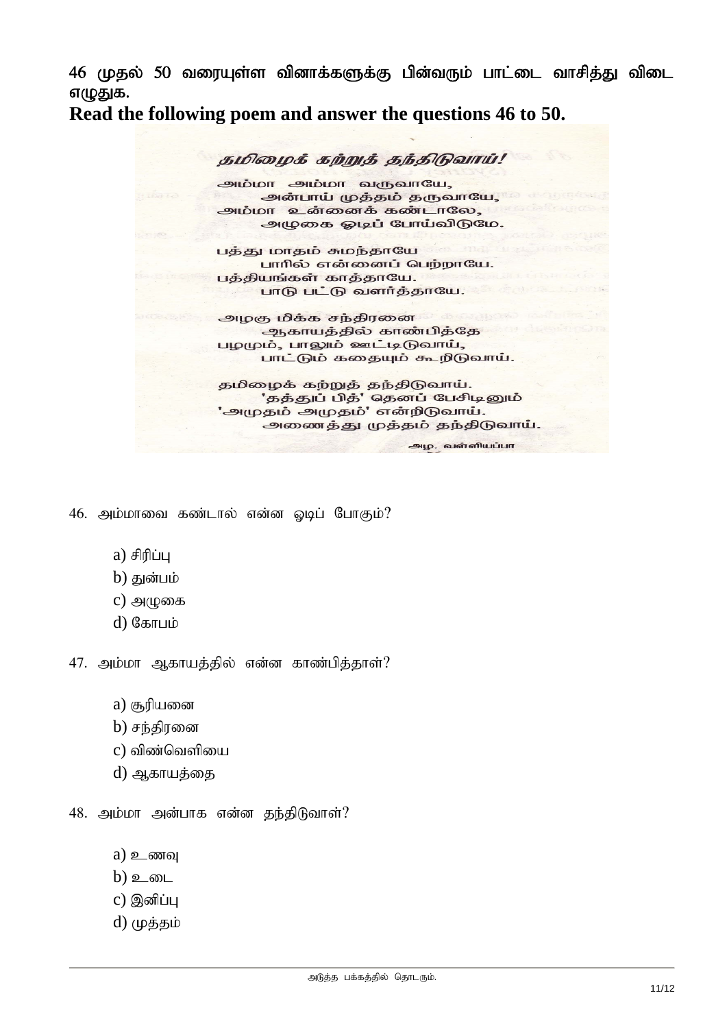46 முதல் 50 வரையுள்ள வினாக்களுக்கு பின்வரும் பாட்டை வாசித்து விடை எழுதுக.

**Read the following poem and answer the questions 46 to 50.**

### *தமிழைக் கற்றுத் தந்திடுவாய்!*

அம்மா அம்மா வருவாயே,
அன்பாய் முத்தம் தருவாயே,
அம்மா உன்னைக் கண்டாலே,
அழுகை ஓடிப் போய்விடுமே.

பத்து மாதம் சுமந்தாயே
பாரில் என்னைப் பெற்றாயே.
பத்தியங்கள் காத்தாயே.
பாடு பட்டு வளர்த்தாயே.

அழகு மிக்க சந்திரனை
ஆகாயத்தில் காண்பித்தே
பழமும், பாலும் ஊட்டிடுவாய்,
பாட்டும் கதையும் கூறிடுவாய்.

தமிழைக் கற்றுத் தந்திடுவாய்.
'தத்துப் பித்' தெனப் பேசிடினும்
'அமுதம் அமுதம்' என்றிடுவாய்.
அணைத்து முத்தம் தந்திடுவாய்.

அழ. வள்ளியப்பா

46. அம்மாவை கண்டால் என்ன ஓடிப் போகும்?

    a) சிரிப்பு
    b) துன்பம்
    c) அழுகை
    d) கோபம்

47. அம்மா ஆகாயத்தில் என்ன காண்பித்தாள்?

    a) சூரியனை
    b) சந்திரனை
    c) விண்வெளியை
    d) ஆகாயத்தை

48. அம்மா அன்பாக என்ன தந்திடுவாள்?

    a) உணவு
    b) உடை
    c) இனிப்பு
    d) முத்தம்

அடுத்த பக்கத்தில் தொடரும்.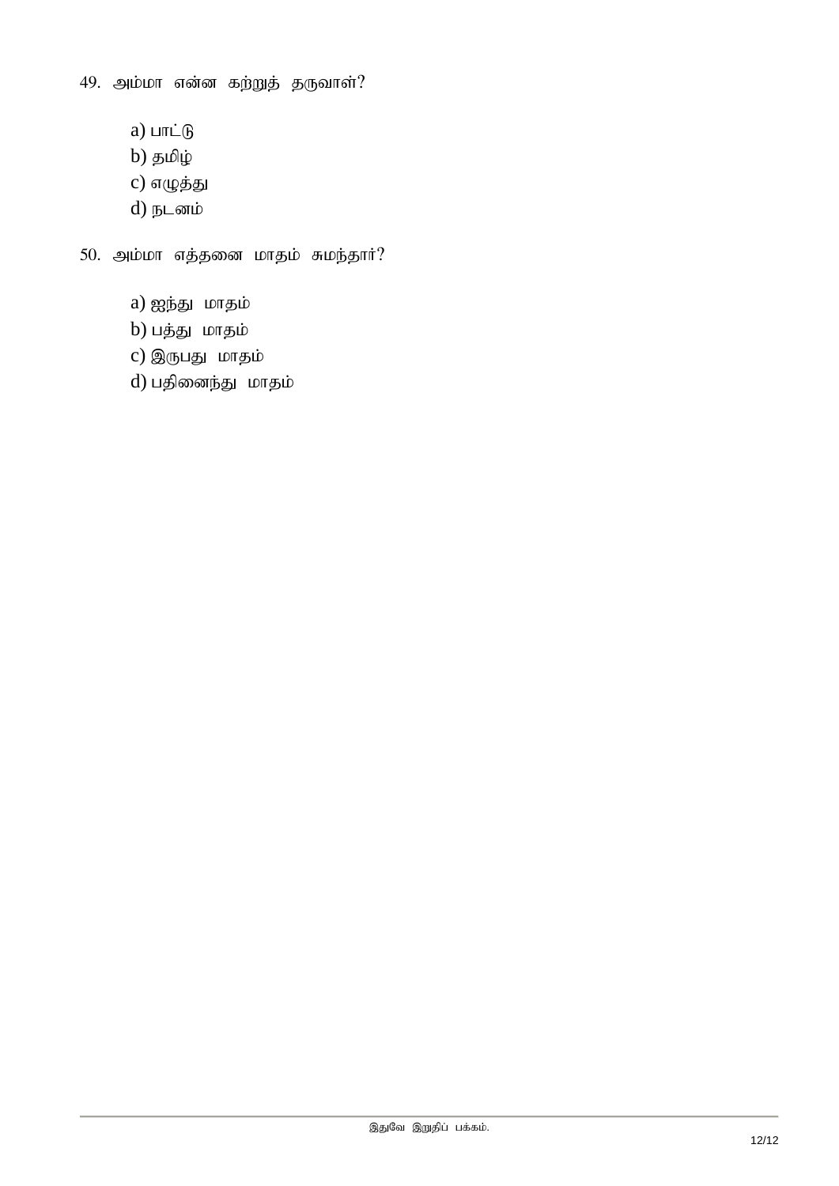49. அம்மா என்ன கற்றுத் தருவாள்?

   a) பாட்டு
   b) தமிழ்
   c) எழுத்து
   d) நடனம்

50. அம்மா எத்தனை மாதம் சுமந்தார்?

   a) ஐந்து மாதம்
   b) பத்து மாதம்
   c) இருபது மாதம்
   d) பதினைந்து மாதம்

இதுவே இறுதிப் பக்கம்.